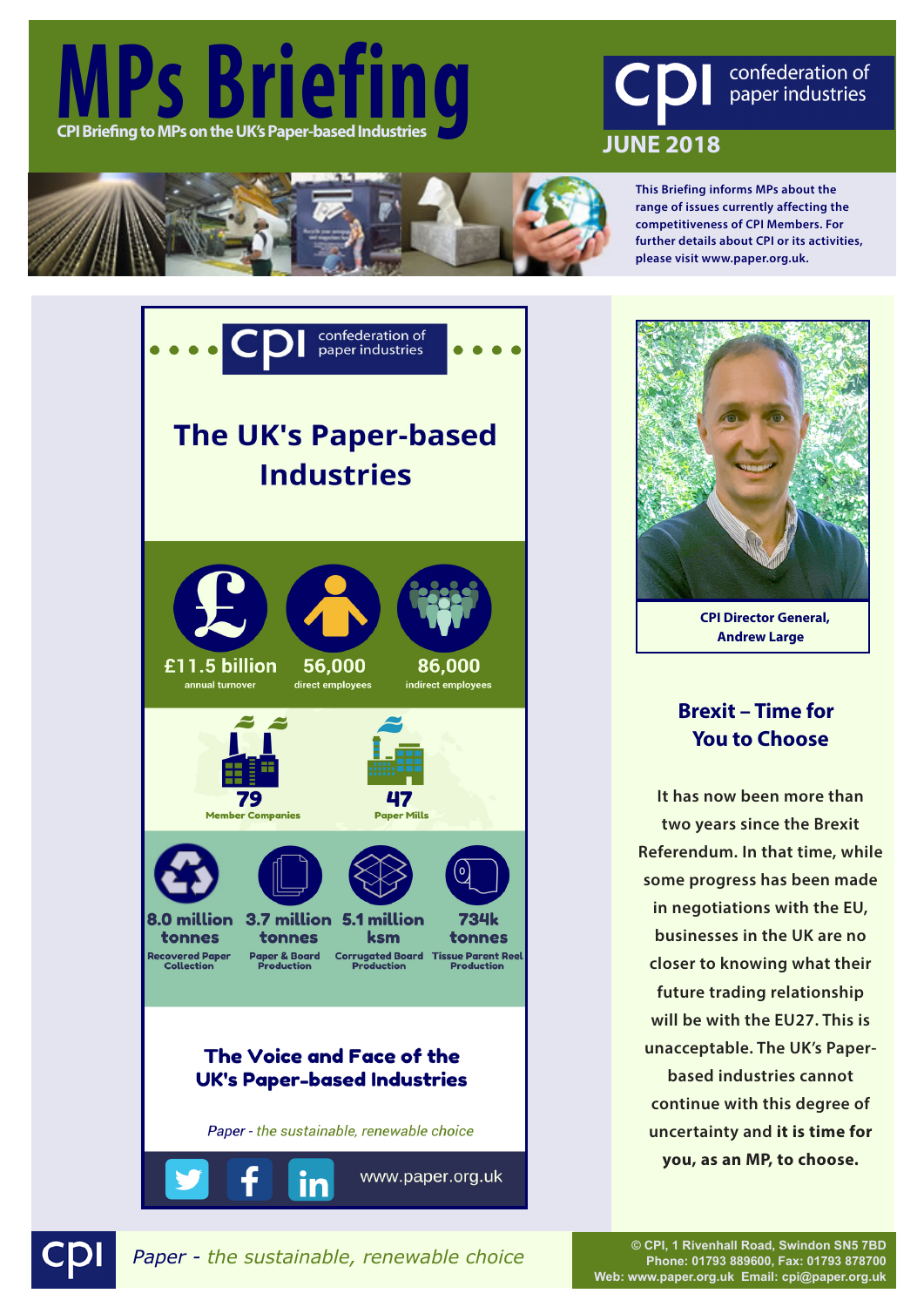# MPs Briefing

**CPI Briefing to MPs on the UK's Paper-based Industries**

cpi confederation of paper industries

**JUNE 2018**

**This Briefing informs MPs about the range of issues currently affecting the competitiveness of CPI Members. For further details about CPI or its activities, please visit www.paper.org.uk.**

cpi confederation of paper industries

## The UK's Paper-based Industries

| £11.5 billion | 56,000 | 86,000 |
|---|---|---|
| annual turnover | direct employees | indirect employees |

| 79 | 47 |
|---|---|
| Member Companies | Paper Mills |

| 8.0 million tonnes | 3.7 million tonnes | 5.1 million ksm | 734k tonnes |
|---|---|---|---|
| Recovered Paper Collection | Paper & Board Production | Corrugated Board Production | Tissue Parent Reel Production |

**The Voice and Face of the UK's Paper-based Industries**

*Paper - the sustainable, renewable choice*

www.paper.org.uk

**CPI Director General, Andrew Large**

## Brexit – Time for You to Choose

It has now been more than two years since the Brexit Referendum. In that time, while some progress has been made in negotiations with the EU, businesses in the UK are no closer to knowing what their future trading relationship will be with the EU27. This is unacceptable. The UK's Paper-based industries cannot continue with this degree of uncertainty and **it is time for you, as an MP, to choose.**

*Paper - the sustainable, renewable choice*

© CPI, 1 Rivenhall Road, Swindon SN5 7BD
Phone: 01793 889600, Fax: 01793 878700
Web: www.paper.org.uk Email: cpi@paper.org.uk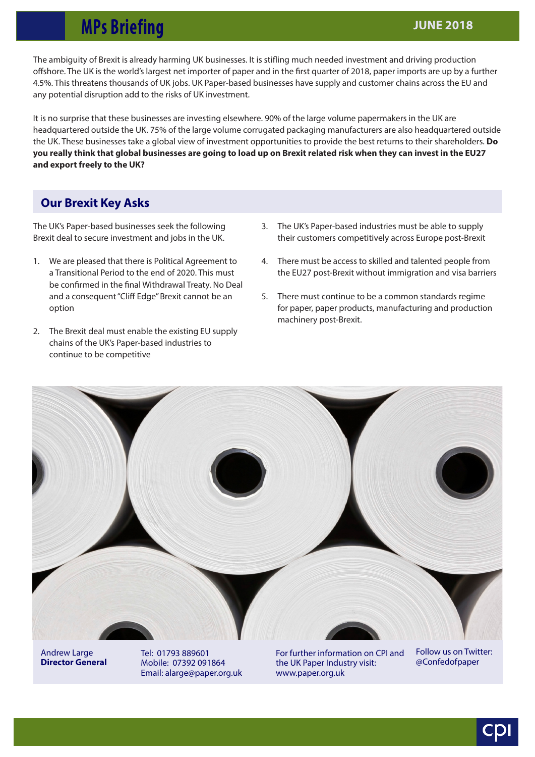# MPs Briefing

JUNE 2018

The ambiguity of Brexit is already harming UK businesses. It is stifling much needed investment and driving production offshore. The UK is the world's largest net importer of paper and in the first quarter of 2018, paper imports are up by a further 4.5%. This threatens thousands of UK jobs. UK Paper-based businesses have supply and customer chains across the EU and any potential disruption add to the risks of UK investment.

It is no surprise that these businesses are investing elsewhere. 90% of the large volume papermakers in the UK are headquartered outside the UK. 75% of the large volume corrugated packaging manufacturers are also headquartered outside the UK. These businesses take a global view of investment opportunities to provide the best returns to their shareholders. **Do you really think that global businesses are going to load up on Brexit related risk when they can invest in the EU27 and export freely to the UK?**

## Our Brexit Key Asks

The UK's Paper-based businesses seek the following Brexit deal to secure investment and jobs in the UK.

1. We are pleased that there is Political Agreement to a Transitional Period to the end of 2020. This must be confirmed in the final Withdrawal Treaty. No Deal and a consequent "Cliff Edge" Brexit cannot be an option
2. The Brexit deal must enable the existing EU supply chains of the UK's Paper-based industries to continue to be competitive
3. The UK's Paper-based industries must be able to supply their customers competitively across Europe post-Brexit
4. There must be access to skilled and talented people from the EU27 post-Brexit without immigration and visa barriers
5. There must continue to be a common standards regime for paper, paper products, manufacturing and production machinery post-Brexit.

Andrew Large
**Director General**

Tel: 01793 889601
Mobile: 07392 091864
Email: alarge@paper.org.uk

For further information on CPI and the UK Paper Industry visit: www.paper.org.uk

Follow us on Twitter: @Confedofpaper

cpi